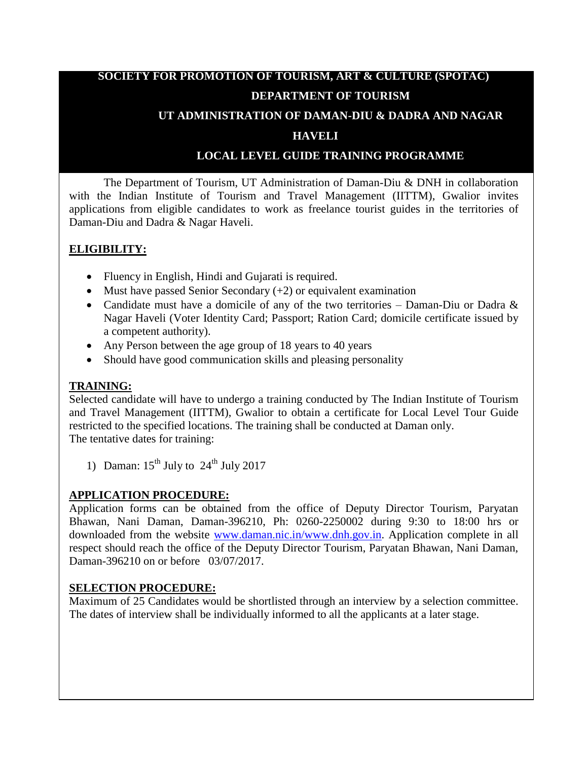# SOCIETY FOR PROMOTION OF TOURISM, ART & CULTURE (SPOTAC)

## DEPARTMENT OF TOURISM

## UT ADMINISTRATION OF DAMAN-DIU & DADRA AND NAGAR HAVELI

## LOCAL LEVEL GUIDE TRAINING PROGRAMME

The Department of Tourism, UT Administration of Daman-Diu & DNH in collaboration with the Indian Institute of Tourism and Travel Management (IITTM), Gwalior invites applications from eligible candidates to work as freelance tourist guides in the territories of Daman-Diu and Dadra & Nagar Haveli.

### ELIGIBILITY:

- Fluency in English, Hindi and Gujarati is required.
- Must have passed Senior Secondary (+2) or equivalent examination
- Candidate must have a domicile of any of the two territories – Daman-Diu or Dadra & Nagar Haveli (Voter Identity Card; Passport; Ration Card; domicile certificate issued by a competent authority).
- Any Person between the age group of 18 years to 40 years
- Should have good communication skills and pleasing personality

### TRAINING:

Selected candidate will have to undergo a training conducted by The Indian Institute of Tourism and Travel Management (IITTM), Gwalior to obtain a certificate for Local Level Tour Guide restricted to the specified locations. The training shall be conducted at Daman only.
The tentative dates for training:

1) Daman: 15th July to 24th July 2017

### APPLICATION PROCEDURE:

Application forms can be obtained from the office of Deputy Director Tourism, Paryatan Bhawan, Nani Daman, Daman-396210, Ph: 0260-2250002 during 9:30 to 18:00 hrs or downloaded from the website www.daman.nic.in/www.dnh.gov.in. Application complete in all respect should reach the office of the Deputy Director Tourism, Paryatan Bhawan, Nani Daman, Daman-396210 on or before 03/07/2017.

### SELECTION PROCEDURE:

Maximum of 25 Candidates would be shortlisted through an interview by a selection committee. The dates of interview shall be individually informed to all the applicants at a later stage.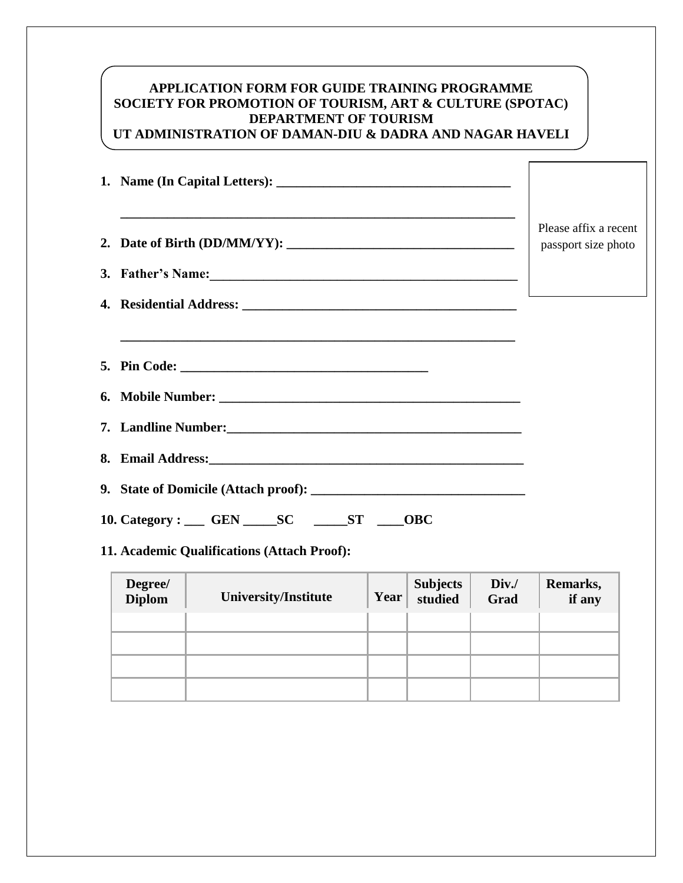**APPLICATION FORM FOR GUIDE TRAINING PROGRAMME**
**SOCIETY FOR PROMOTION OF TOURISM, ART & CULTURE (SPOTAC)**
**DEPARTMENT OF TOURISM**
**UT ADMINISTRATION OF DAMAN-DIU & DADRA AND NAGAR HAVELI**

Please affix a recent passport size photo

1. **Name (In Capital Letters):** ____________________________________

   ____________________________________________________________

2. **Date of Birth (DD/MM/YY):** ____________________________________

3. **Father's Name:**____________________________________________

4. **Residential Address:** ______________________________________

   ____________________________________________________________

5. **Pin Code:** ______________________________________

6. **Mobile Number:** _____________________________________________

7. **Landline Number:**____________________________________________

8. **Email Address:**______________________________________________

9. **State of Domicile (Attach proof):** ________________________________

10. **Category :** ___ **GEN** _____**SC** _____**ST** ____**OBC**

11. **Academic Qualifications (Attach Proof):**

| Degree/ Diplom | University/Institute | Year | Subjects studied | Div./ Grad | Remarks, if any |
|---|---|---|---|---|---|
| | | | | | |
| | | | | | |
| | | | | | |
| | | | | | |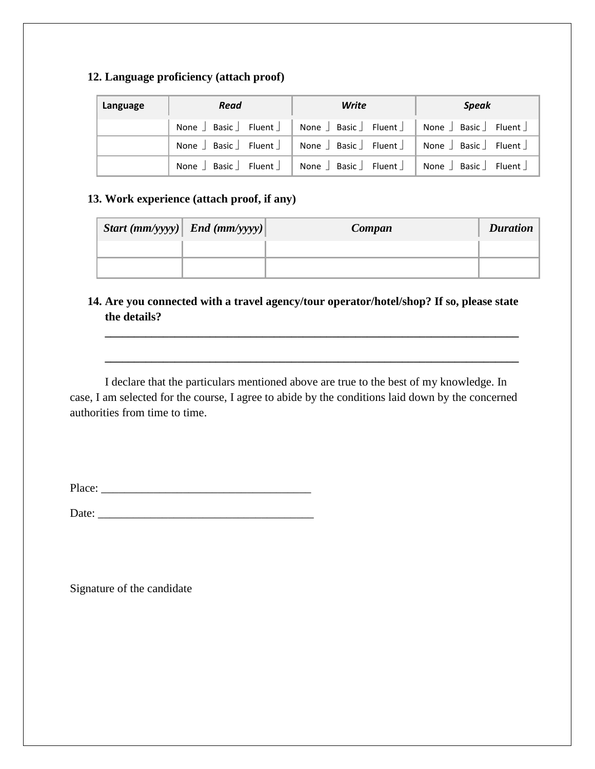**12. Language proficiency (attach proof)**

| Language | *Read* | *Write* | *Speak* |
|---|---|---|---|
| | None ⌋ Basic ⌋ Fluent ⌋ | None ⌋ Basic ⌋ Fluent ⌋ | None ⌋ Basic ⌋ Fluent ⌋ |
| | None ⌋ Basic ⌋ Fluent ⌋ | None ⌋ Basic ⌋ Fluent ⌋ | None ⌋ Basic ⌋ Fluent ⌋ |
| | None ⌋ Basic ⌋ Fluent ⌋ | None ⌋ Basic ⌋ Fluent ⌋ | None ⌋ Basic ⌋ Fluent ⌋ |

**13. Work experience (attach proof, if any)**

| *Start (mm/yyyy)* | *End (mm/yyyy)* | *Compan* | *Duration* |
|---|---|---|---|
| | | | |
| | | | |

**14. Are you connected with a travel agency/tour operator/hotel/shop? If so, please state the details?**

\_\_\_\_\_\_\_\_\_\_\_\_\_\_\_\_\_\_\_\_\_\_\_\_\_\_\_\_\_\_\_\_\_\_\_\_\_\_\_\_\_\_\_\_\_\_\_\_\_\_\_\_\_\_\_\_\_\_\_\_\_\_\_\_\_\_\_\_\_\_

\_\_\_\_\_\_\_\_\_\_\_\_\_\_\_\_\_\_\_\_\_\_\_\_\_\_\_\_\_\_\_\_\_\_\_\_\_\_\_\_\_\_\_\_\_\_\_\_\_\_\_\_\_\_\_\_\_\_\_\_\_\_\_\_\_\_\_\_\_\_

I declare that the particulars mentioned above are true to the best of my knowledge. In case, I am selected for the course, I agree to abide by the conditions laid down by the concerned authorities from time to time.

Place: \_\_\_\_\_\_\_\_\_\_\_\_\_\_\_\_\_\_\_\_\_\_\_\_\_\_\_\_\_\_\_\_\_\_\_\_

Date: \_\_\_\_\_\_\_\_\_\_\_\_\_\_\_\_\_\_\_\_\_\_\_\_\_\_\_\_\_\_\_\_\_\_\_\_\_

Signature of the candidate